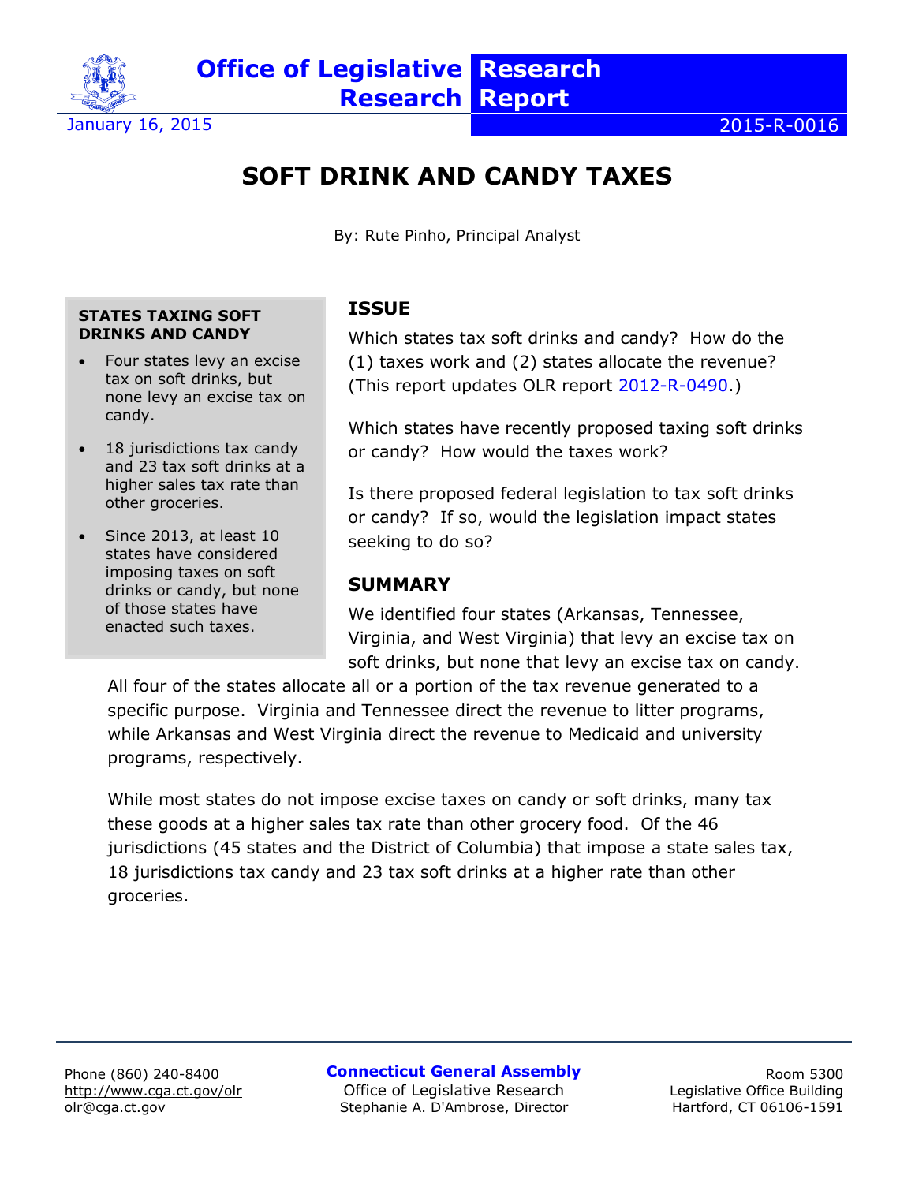Office of Legislative Research

Research Report

January 16, 2015

2015-R-0016

# SOFT DRINK AND CANDY TAXES

By: Rute Pinho, Principal Analyst

**STATES TAXING SOFT DRINKS AND CANDY**

- Four states levy an excise tax on soft drinks, but none levy an excise tax on candy.
- 18 jurisdictions tax candy and 23 tax soft drinks at a higher sales tax rate than other groceries.
- Since 2013, at least 10 states have considered imposing taxes on soft drinks or candy, but none of those states have enacted such taxes.

## ISSUE

Which states tax soft drinks and candy? How do the (1) taxes work and (2) states allocate the revenue? (This report updates OLR report 2012-R-0490.)

Which states have recently proposed taxing soft drinks or candy? How would the taxes work?

Is there proposed federal legislation to tax soft drinks or candy? If so, would the legislation impact states seeking to do so?

## SUMMARY

We identified four states (Arkansas, Tennessee, Virginia, and West Virginia) that levy an excise tax on soft drinks, but none that levy an excise tax on candy. All four of the states allocate all or a portion of the tax revenue generated to a specific purpose. Virginia and Tennessee direct the revenue to litter programs, while Arkansas and West Virginia direct the revenue to Medicaid and university programs, respectively.

While most states do not impose excise taxes on candy or soft drinks, many tax these goods at a higher sales tax rate than other grocery food. Of the 46 jurisdictions (45 states and the District of Columbia) that impose a state sales tax, 18 jurisdictions tax candy and 23 tax soft drinks at a higher rate than other groceries.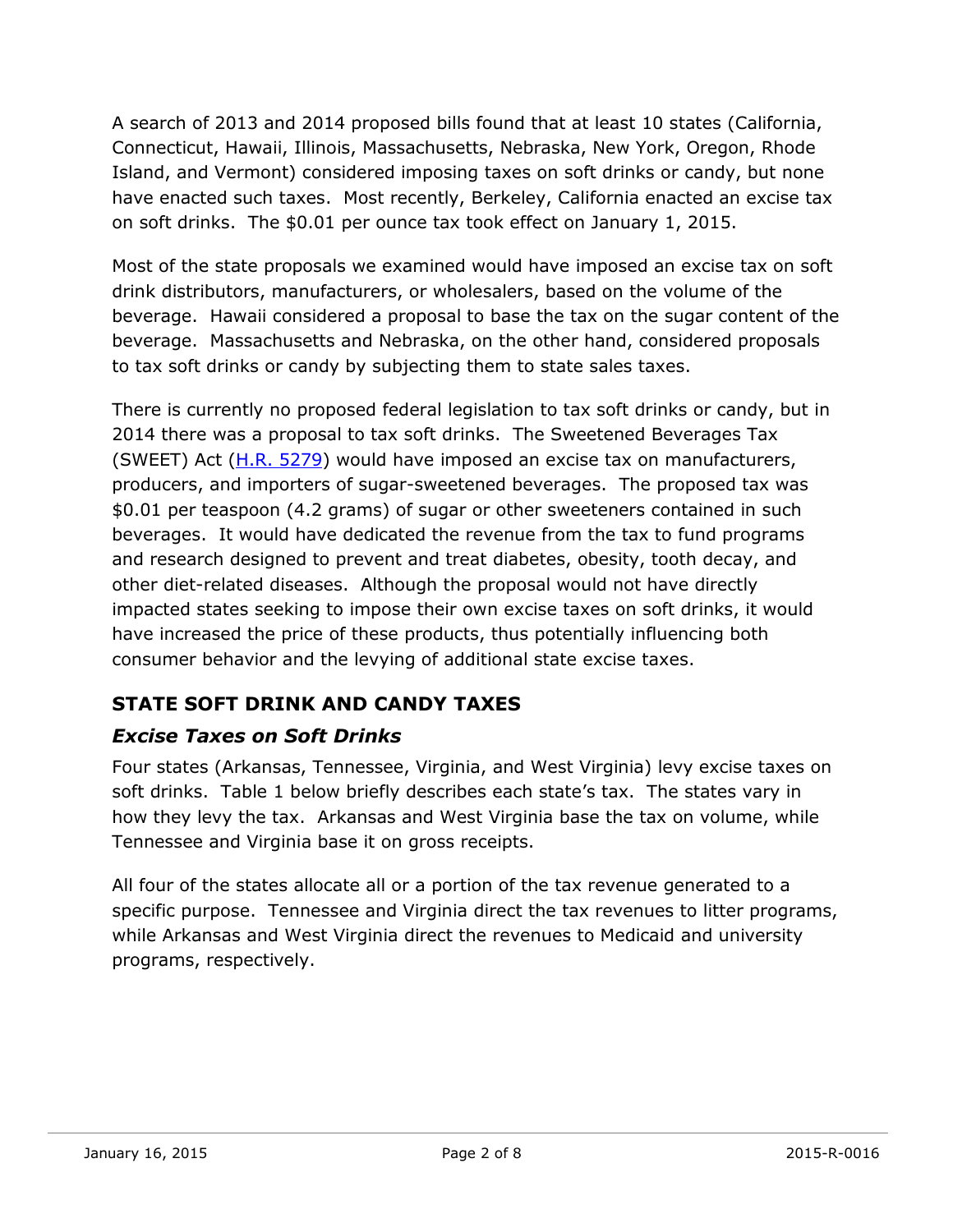A search of 2013 and 2014 proposed bills found that at least 10 states (California, Connecticut, Hawaii, Illinois, Massachusetts, Nebraska, New York, Oregon, Rhode Island, and Vermont) considered imposing taxes on soft drinks or candy, but none have enacted such taxes. Most recently, Berkeley, California enacted an excise tax on soft drinks. The $0.01 per ounce tax took effect on January 1, 2015.

Most of the state proposals we examined would have imposed an excise tax on soft drink distributors, manufacturers, or wholesalers, based on the volume of the beverage. Hawaii considered a proposal to base the tax on the sugar content of the beverage. Massachusetts and Nebraska, on the other hand, considered proposals to tax soft drinks or candy by subjecting them to state sales taxes.

There is currently no proposed federal legislation to tax soft drinks or candy, but in 2014 there was a proposal to tax soft drinks. The Sweetened Beverages Tax (SWEET) Act (H.R. 5279) would have imposed an excise tax on manufacturers, producers, and importers of sugar-sweetened beverages. The proposed tax was $0.01 per teaspoon (4.2 grams) of sugar or other sweeteners contained in such beverages. It would have dedicated the revenue from the tax to fund programs and research designed to prevent and treat diabetes, obesity, tooth decay, and other diet-related diseases. Although the proposal would not have directly impacted states seeking to impose their own excise taxes on soft drinks, it would have increased the price of these products, thus potentially influencing both consumer behavior and the levying of additional state excise taxes.

## STATE SOFT DRINK AND CANDY TAXES

### *Excise Taxes on Soft Drinks*

Four states (Arkansas, Tennessee, Virginia, and West Virginia) levy excise taxes on soft drinks. Table 1 below briefly describes each state's tax. The states vary in how they levy the tax. Arkansas and West Virginia base the tax on volume, while Tennessee and Virginia base it on gross receipts.

All four of the states allocate all or a portion of the tax revenue generated to a specific purpose. Tennessee and Virginia direct the tax revenues to litter programs, while Arkansas and West Virginia direct the revenues to Medicaid and university programs, respectively.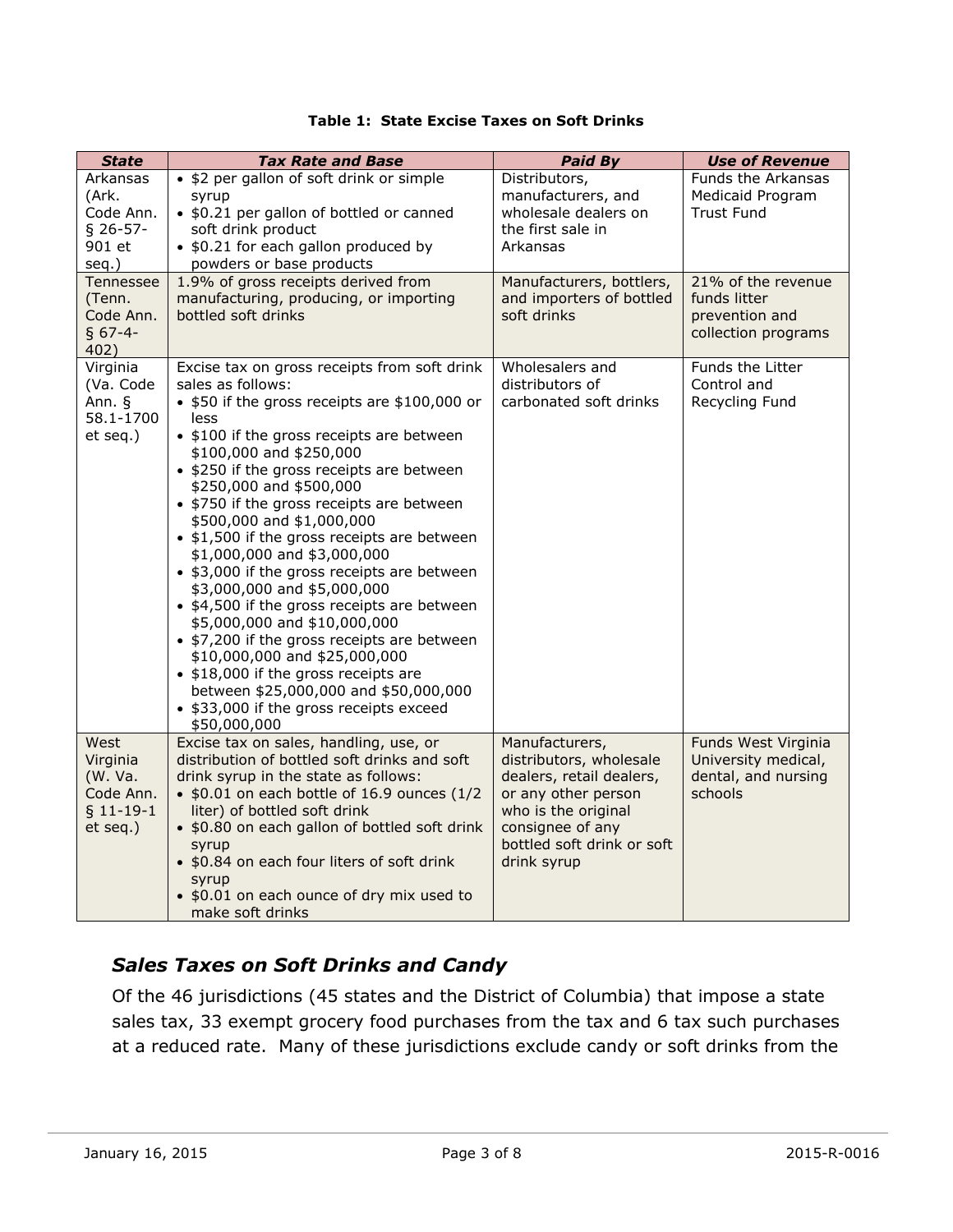**Table 1: State Excise Taxes on Soft Drinks**

| *State* | *Tax Rate and Base* | *Paid By* | *Use of Revenue* |
|---|---|---|---|
| Arkansas (Ark. Code Ann. § 26-57-901 et seq.) | • $2 per gallon of soft drink or simple syrup<br>• $0.21 per gallon of bottled or canned soft drink product<br>• $0.21 for each gallon produced by powders or base products | Distributors, manufacturers, and wholesale dealers on the first sale in Arkansas | Funds the Arkansas Medicaid Program Trust Fund |
| Tennessee (Tenn. Code Ann. § 67-4-402) | 1.9% of gross receipts derived from manufacturing, producing, or importing bottled soft drinks | Manufacturers, bottlers, and importers of bottled soft drinks | 21% of the revenue funds litter prevention and collection programs |
| Virginia (Va. Code Ann. § 58.1-1700 et seq.) | Excise tax on gross receipts from soft drink sales as follows:<br>• $50 if the gross receipts are $100,000 or less<br>• $100 if the gross receipts are between $100,000 and $250,000<br>• $250 if the gross receipts are between $250,000 and $500,000<br>• $750 if the gross receipts are between $500,000 and $1,000,000<br>• $1,500 if the gross receipts are between $1,000,000 and $3,000,000<br>• $3,000 if the gross receipts are between $3,000,000 and $5,000,000<br>• $4,500 if the gross receipts are between $5,000,000 and $10,000,000<br>• $7,200 if the gross receipts are between $10,000,000 and $25,000,000<br>• $18,000 if the gross receipts are between $25,000,000 and $50,000,000<br>• $33,000 if the gross receipts exceed $50,000,000 | Wholesalers and distributors of carbonated soft drinks | Funds the Litter Control and Recycling Fund |
| West Virginia (W. Va. Code Ann. § 11-19-1 et seq.) | Excise tax on sales, handling, use, or distribution of bottled soft drinks and soft drink syrup in the state as follows:<br>• $0.01 on each bottle of 16.9 ounces (1/2 liter) of bottled soft drink<br>• $0.80 on each gallon of bottled soft drink syrup<br>• $0.84 on each four liters of soft drink syrup<br>• $0.01 on each ounce of dry mix used to make soft drinks | Manufacturers, distributors, wholesale dealers, retail dealers, or any other person who is the original consignee of any bottled soft drink or soft drink syrup | Funds West Virginia University medical, dental, and nursing schools |

## *Sales Taxes on Soft Drinks and Candy*

Of the 46 jurisdictions (45 states and the District of Columbia) that impose a state sales tax, 33 exempt grocery food purchases from the tax and 6 tax such purchases at a reduced rate. Many of these jurisdictions exclude candy or soft drinks from the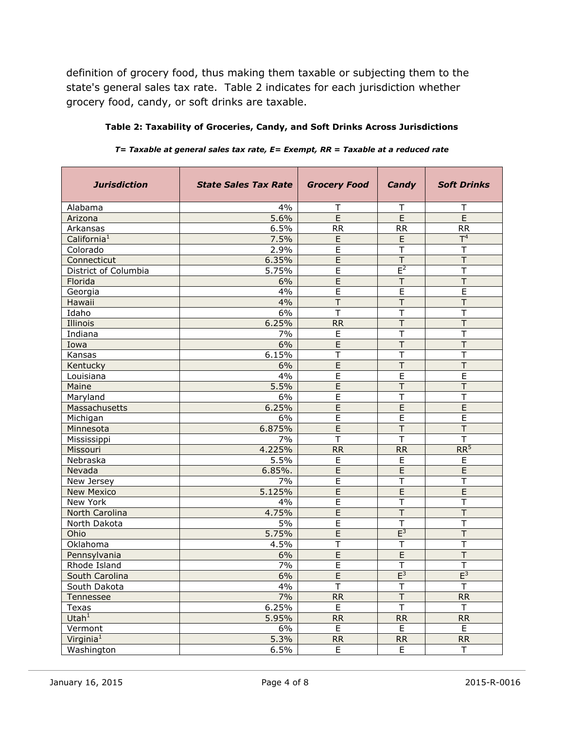definition of grocery food, thus making them taxable or subjecting them to the state's general sales tax rate. Table 2 indicates for each jurisdiction whether grocery food, candy, or soft drinks are taxable.

**Table 2: Taxability of Groceries, Candy, and Soft Drinks Across Jurisdictions**

***T= Taxable at general sales tax rate, E= Exempt, RR = Taxable at a reduced rate***

| ***Jurisdiction*** | ***State Sales Tax Rate*** | ***Grocery Food*** | ***Candy*** | ***Soft Drinks*** |
|---|---|---|---|---|
| Alabama | 4% | T | T | T |
| Arizona | 5.6% | E | E | E |
| Arkansas | 6.5% | RR | RR | RR |
| California[1] | 7.5% | E | E | T[4] |
| Colorado | 2.9% | E | T | T |
| Connecticut | 6.35% | E | T | T |
| District of Columbia | 5.75% | E | E[2] | T |
| Florida | 6% | E | T | T |
| Georgia | 4% | E | E | E |
| Hawaii | 4% | T | T | T |
| Idaho | 6% | T | T | T |
| Illinois | 6.25% | RR | T | T |
| Indiana | 7% | E | T | T |
| Iowa | 6% | E | T | T |
| Kansas | 6.15% | T | T | T |
| Kentucky | 6% | E | T | T |
| Louisiana | 4% | E | E | E |
| Maine | 5.5% | E | T | T |
| Maryland | 6% | E | T | T |
| Massachusetts | 6.25% | E | E | E |
| Michigan | 6% | E | E | E |
| Minnesota | 6.875% | E | T | T |
| Mississippi | 7% | T | T | T |
| Missouri | 4.225% | RR | RR | RR[5] |
| Nebraska | 5.5% | E | E | E |
| Nevada | 6.85%. | E | E | E |
| New Jersey | 7% | E | T | T |
| New Mexico | 5.125% | E | E | E |
| New York | 4% | E | T | T |
| North Carolina | 4.75% | E | T | T |
| North Dakota | 5% | E | T | T |
| Ohio | 5.75% | E | E[3] | T |
| Oklahoma | 4.5% | T | T | T |
| Pennsylvania | 6% | E | E | T |
| Rhode Island | 7% | E | T | T |
| South Carolina | 6% | E | E[3] | E[3] |
| South Dakota | 4% | T | T | T |
| Tennessee | 7% | RR | T | RR |
| Texas | 6.25% | E | T | T |
| Utah[1] | 5.95% | RR | RR | RR |
| Vermont | 6% | E | E | E |
| Virginia[1] | 5.3% | RR | RR | RR |
| Washington | 6.5% | E | E | T |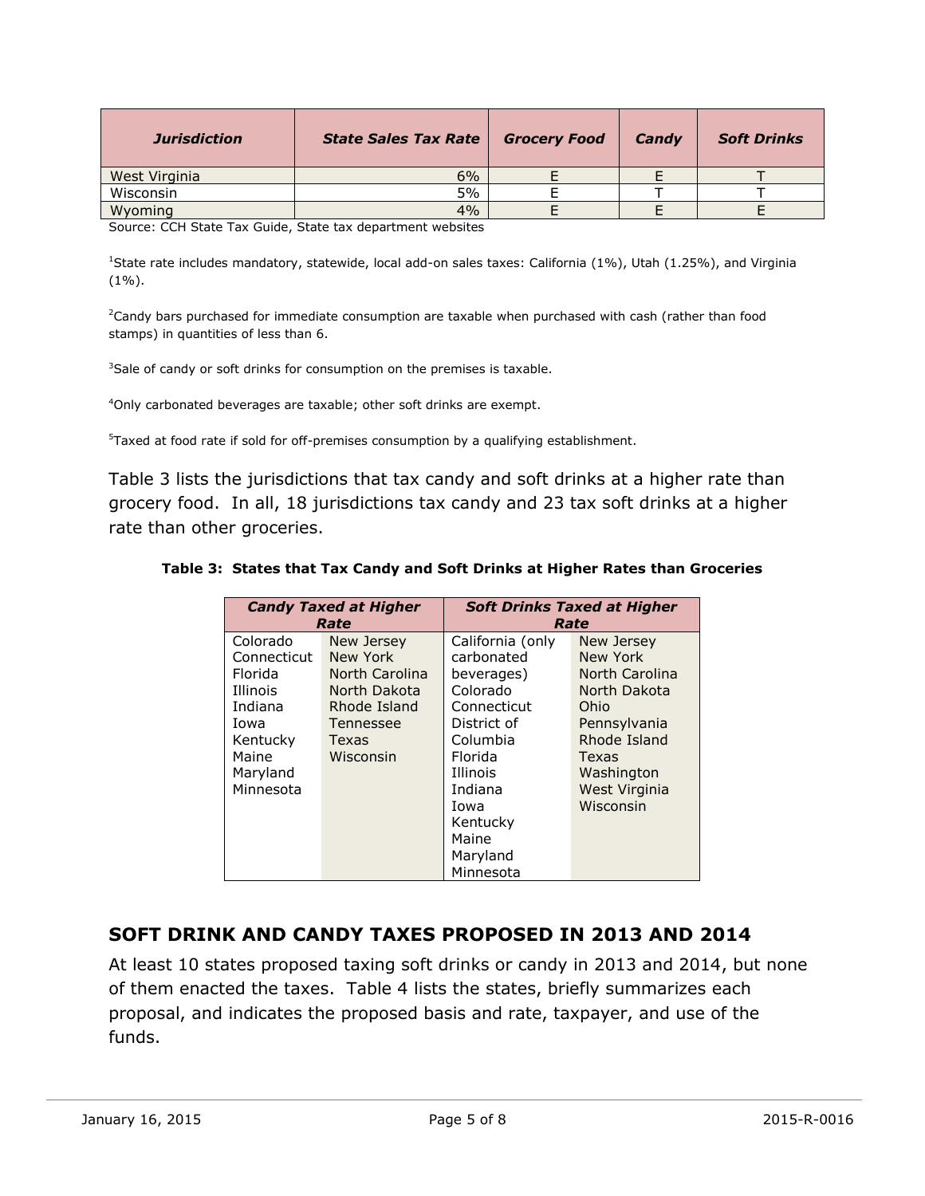| *Jurisdiction* | *State Sales Tax Rate* | *Grocery Food* | *Candy* | *Soft Drinks* |
|---|---|---|---|---|
| West Virginia | 6% | E | E | T |
| Wisconsin | 5% | E | T | T |
| Wyoming | 4% | E | E | E |

Source: CCH State Tax Guide, State tax department websites

[1]State rate includes mandatory, statewide, local add-on sales taxes: California (1%), Utah (1.25%), and Virginia (1%).

[2]Candy bars purchased for immediate consumption are taxable when purchased with cash (rather than food stamps) in quantities of less than 6.

[3]Sale of candy or soft drinks for consumption on the premises is taxable.

[4]Only carbonated beverages are taxable; other soft drinks are exempt.

[5]Taxed at food rate if sold for off-premises consumption by a qualifying establishment.

Table 3 lists the jurisdictions that tax candy and soft drinks at a higher rate than grocery food. In all, 18 jurisdictions tax candy and 23 tax soft drinks at a higher rate than other groceries.

**Table 3: States that Tax Candy and Soft Drinks at Higher Rates than Groceries**

| *Candy Taxed at Higher Rate* | | *Soft Drinks Taxed at Higher Rate* | |
|---|---|---|---|
| Colorado | New Jersey | California (only carbonated beverages) | New Jersey |
| Connecticut | New York | Colorado | New York |
| Florida | North Carolina | Connecticut | North Carolina |
| Illinois | North Dakota | District of Columbia | North Dakota |
| Indiana | Rhode Island | Florida | Ohio |
| Iowa | Tennessee | Illinois | Pennsylvania |
| Kentucky | Texas | Indiana | Rhode Island |
| Maine | Wisconsin | Iowa | Texas |
| Maryland | | Kentucky | Washington |
| Minnesota | | Maine | West Virginia |
| | | Maryland | Wisconsin |
| | | Minnesota | |

## SOFT DRINK AND CANDY TAXES PROPOSED IN 2013 AND 2014

At least 10 states proposed taxing soft drinks or candy in 2013 and 2014, but none of them enacted the taxes. Table 4 lists the states, briefly summarizes each proposal, and indicates the proposed basis and rate, taxpayer, and use of the funds.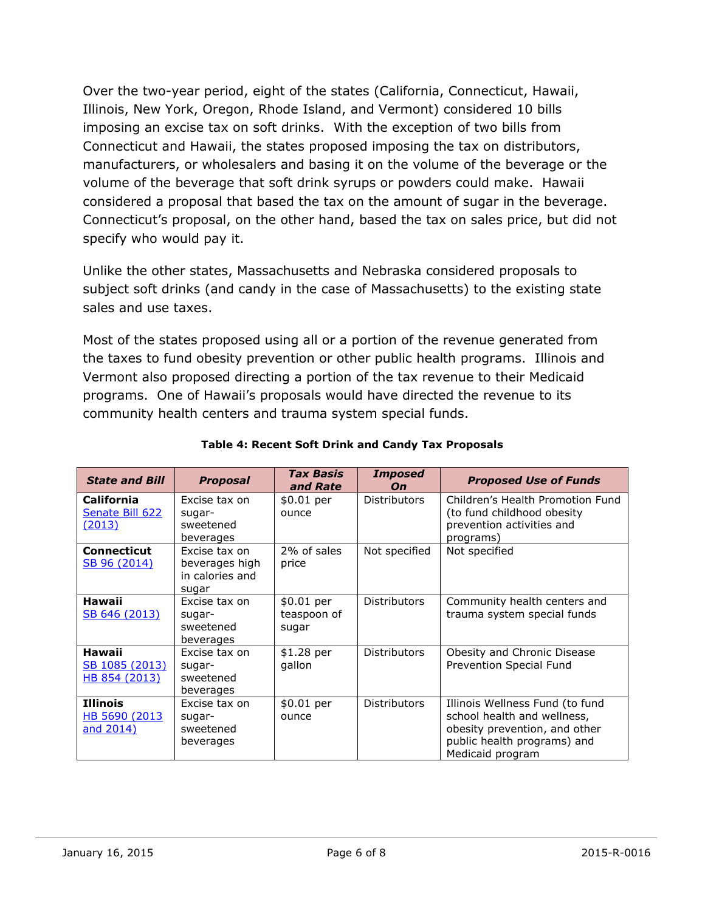Over the two-year period, eight of the states (California, Connecticut, Hawaii, Illinois, New York, Oregon, Rhode Island, and Vermont) considered 10 bills imposing an excise tax on soft drinks. With the exception of two bills from Connecticut and Hawaii, the states proposed imposing the tax on distributors, manufacturers, or wholesalers and basing it on the volume of the beverage or the volume of the beverage that soft drink syrups or powders could make. Hawaii considered a proposal that based the tax on the amount of sugar in the beverage. Connecticut's proposal, on the other hand, based the tax on sales price, but did not specify who would pay it.

Unlike the other states, Massachusetts and Nebraska considered proposals to subject soft drinks (and candy in the case of Massachusetts) to the existing state sales and use taxes.

Most of the states proposed using all or a portion of the revenue generated from the taxes to fund obesity prevention or other public health programs. Illinois and Vermont also proposed directing a portion of the tax revenue to their Medicaid programs. One of Hawaii's proposals would have directed the revenue to its community health centers and trauma system special funds.

**Table 4: Recent Soft Drink and Candy Tax Proposals**

| *State and Bill* | *Proposal* | *Tax Basis and Rate* | *Imposed On* | *Proposed Use of Funds* |
|---|---|---|---|---|
| **California** Senate Bill 622 (2013) | Excise tax on sugar-sweetened beverages | $0.01 per ounce | Distributors | Children's Health Promotion Fund (to fund childhood obesity prevention activities and programs) |
| **Connecticut** SB 96 (2014) | Excise tax on beverages high in calories and sugar | 2% of sales price | Not specified | Not specified |
| **Hawaii** SB 646 (2013) | Excise tax on sugar-sweetened beverages | $0.01 per teaspoon of sugar | Distributors | Community health centers and trauma system special funds |
| **Hawaii** SB 1085 (2013) HB 854 (2013) | Excise tax on sugar-sweetened beverages | $1.28 per gallon | Distributors | Obesity and Chronic Disease Prevention Special Fund |
| **Illinois** HB 5690 (2013 and 2014) | Excise tax on sugar-sweetened beverages | $0.01 per ounce | Distributors | Illinois Wellness Fund (to fund school health and wellness, obesity prevention, and other public health programs) and Medicaid program |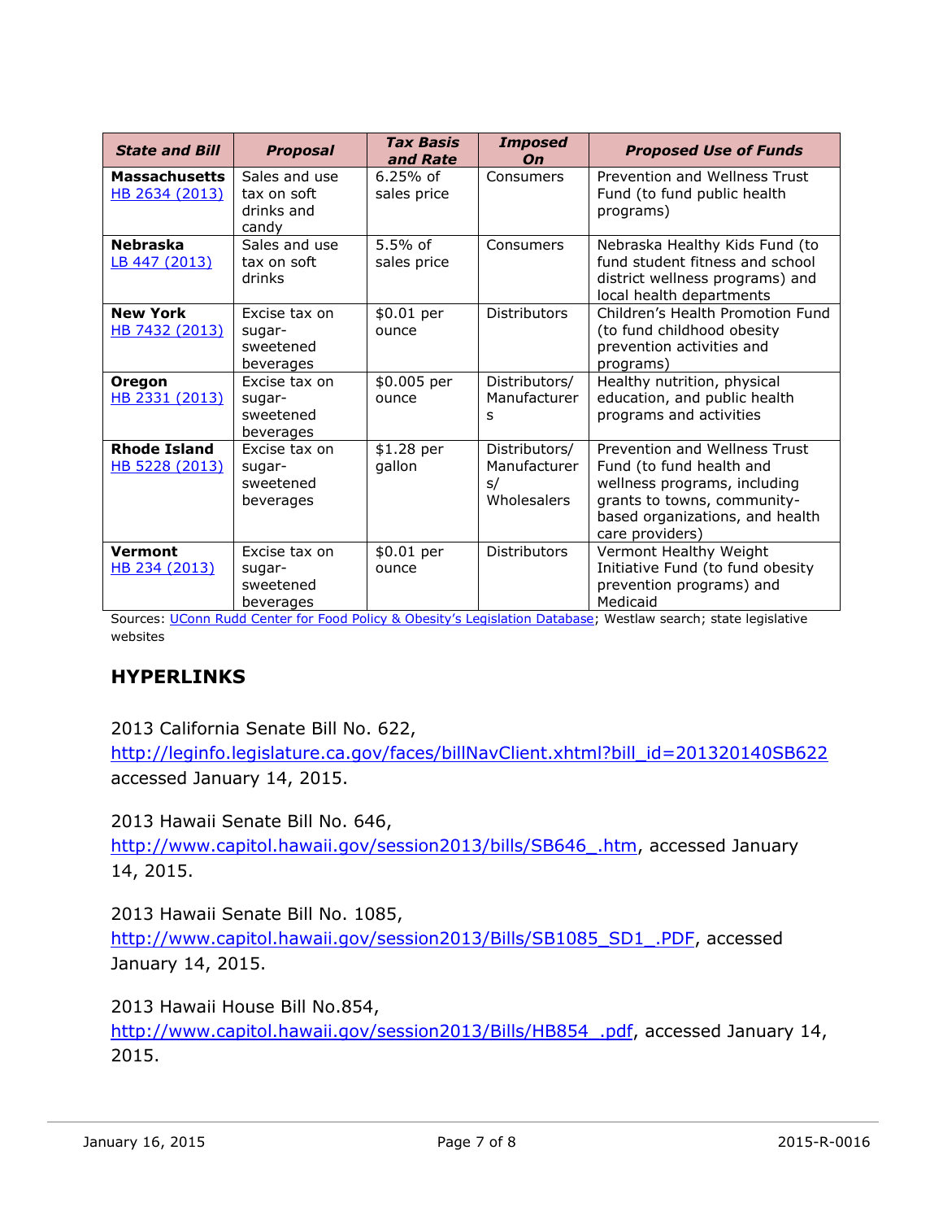| State and Bill | Proposal | Tax Basis and Rate | Imposed On | Proposed Use of Funds |
|---|---|---|---|---|
| **Massachusetts** HB 2634 (2013) | Sales and use tax on soft drinks and candy | 6.25% of sales price | Consumers | Prevention and Wellness Trust Fund (to fund public health programs) |
| **Nebraska** LB 447 (2013) | Sales and use tax on soft drinks | 5.5% of sales price | Consumers | Nebraska Healthy Kids Fund (to fund student fitness and school district wellness programs) and local health departments |
| **New York** HB 7432 (2013) | Excise tax on sugar-sweetened beverages | $0.01 per ounce | Distributors | Children's Health Promotion Fund (to fund childhood obesity prevention activities and programs) |
| **Oregon** HB 2331 (2013) | Excise tax on sugar-sweetened beverages | $0.005 per ounce | Distributors/ Manufacturers | Healthy nutrition, physical education, and public health programs and activities |
| **Rhode Island** HB 5228 (2013) | Excise tax on sugar-sweetened beverages | $1.28 per gallon | Distributors/ Manufacturers/ Wholesalers | Prevention and Wellness Trust Fund (to fund health and wellness programs, including grants to towns, community-based organizations, and health care providers) |
| **Vermont** HB 234 (2013) | Excise tax on sugar-sweetened beverages | $0.01 per ounce | Distributors | Vermont Healthy Weight Initiative Fund (to fund obesity prevention programs) and Medicaid |

Sources: UConn Rudd Center for Food Policy & Obesity's Legislation Database; Westlaw search; state legislative websites

## HYPERLINKS

2013 California Senate Bill No. 622, http://leginfo.legislature.ca.gov/faces/billNavClient.xhtml?bill_id=201320140SB622 accessed January 14, 2015.

2013 Hawaii Senate Bill No. 646, http://www.capitol.hawaii.gov/session2013/bills/SB646_.htm, accessed January 14, 2015.

2013 Hawaii Senate Bill No. 1085, http://www.capitol.hawaii.gov/session2013/Bills/SB1085_SD1_.PDF, accessed January 14, 2015.

2013 Hawaii House Bill No.854, http://www.capitol.hawaii.gov/session2013/Bills/HB854_.pdf, accessed January 14, 2015.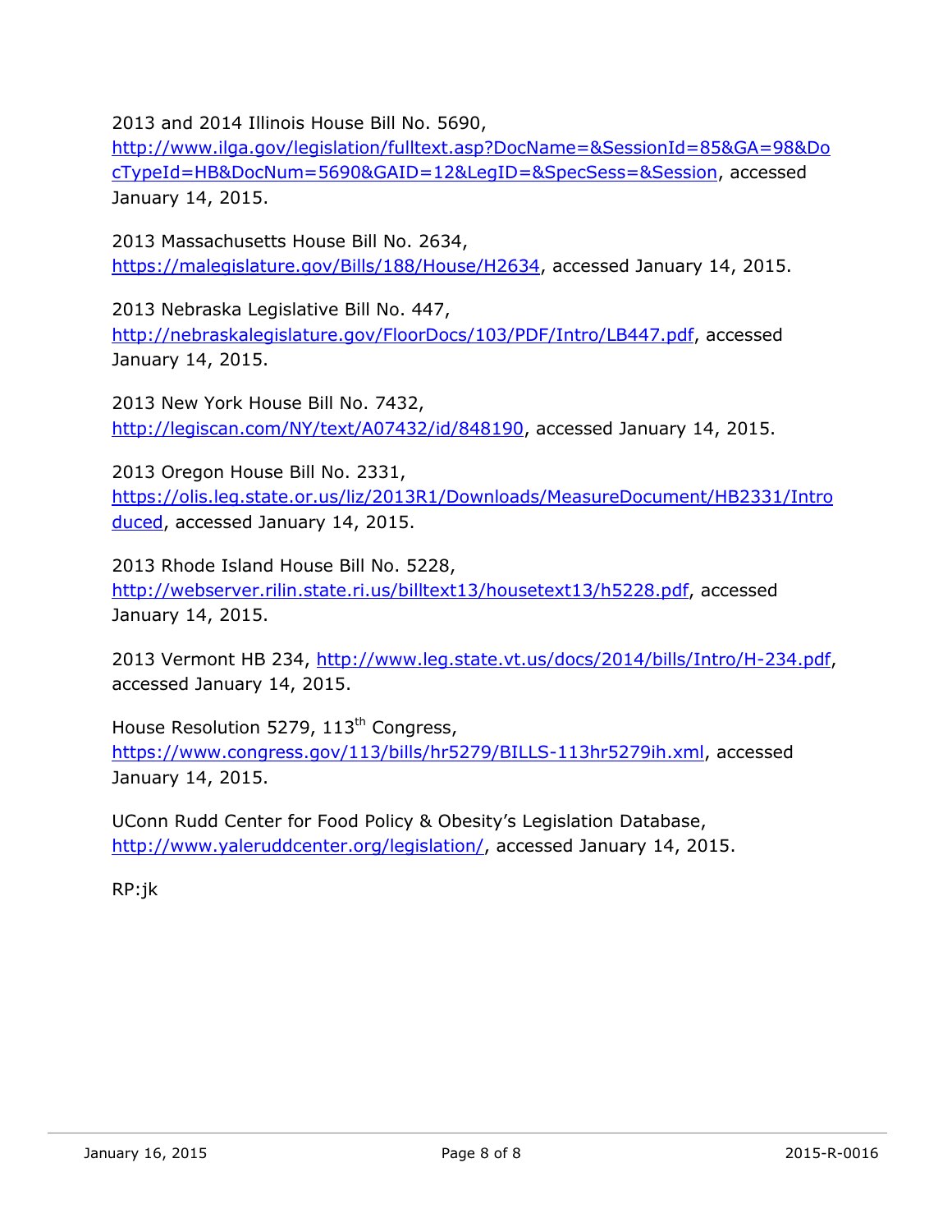2013 and 2014 Illinois House Bill No. 5690, [http://www.ilga.gov/legislation/fulltext.asp?DocName=&SessionId=85&GA=98&DocTypeId=HB&DocNum=5690&GAID=12&LegID=&SpecSess=&Session](http://www.ilga.gov/legislation/fulltext.asp?DocName=&SessionId=85&GA=98&DocTypeId=HB&DocNum=5690&GAID=12&LegID=&SpecSess=&Session), accessed January 14, 2015.

2013 Massachusetts House Bill No. 2634, [https://malegislature.gov/Bills/188/House/H2634](https://malegislature.gov/Bills/188/House/H2634), accessed January 14, 2015.

2013 Nebraska Legislative Bill No. 447, [http://nebraskalegislature.gov/FloorDocs/103/PDF/Intro/LB447.pdf](http://nebraskalegislature.gov/FloorDocs/103/PDF/Intro/LB447.pdf), accessed January 14, 2015.

2013 New York House Bill No. 7432, [http://legiscan.com/NY/text/A07432/id/848190](http://legiscan.com/NY/text/A07432/id/848190), accessed January 14, 2015.

2013 Oregon House Bill No. 2331, [https://olis.leg.state.or.us/liz/2013R1/Downloads/MeasureDocument/HB2331/Introduced](https://olis.leg.state.or.us/liz/2013R1/Downloads/MeasureDocument/HB2331/Introduced), accessed January 14, 2015.

2013 Rhode Island House Bill No. 5228, [http://webserver.rilin.state.ri.us/billtext13/housetext13/h5228.pdf](http://webserver.rilin.state.ri.us/billtext13/housetext13/h5228.pdf), accessed January 14, 2015.

2013 Vermont HB 234, [http://www.leg.state.vt.us/docs/2014/bills/Intro/H-234.pdf](http://www.leg.state.vt.us/docs/2014/bills/Intro/H-234.pdf), accessed January 14, 2015.

House Resolution 5279, 113th Congress, [https://www.congress.gov/113/bills/hr5279/BILLS-113hr5279ih.xml](https://www.congress.gov/113/bills/hr5279/BILLS-113hr5279ih.xml), accessed January 14, 2015.

UConn Rudd Center for Food Policy & Obesity's Legislation Database, [http://www.yaleruddcenter.org/legislation/](http://www.yaleruddcenter.org/legislation/), accessed January 14, 2015.

RP:jk